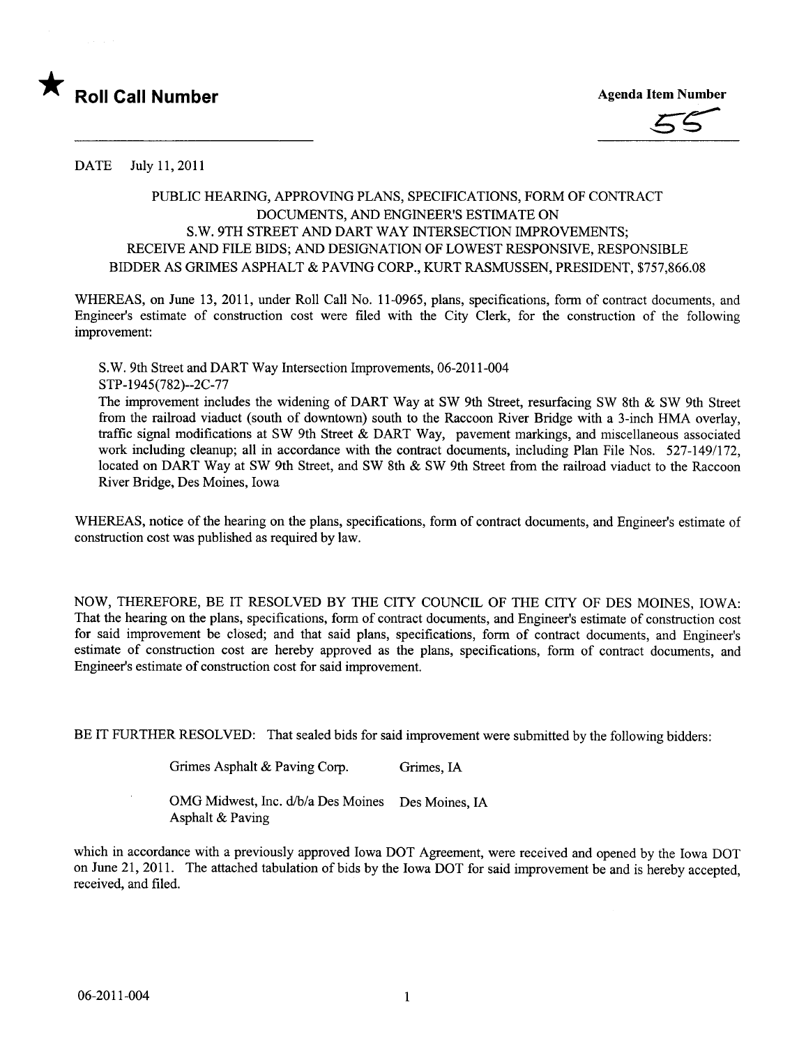★ **Roll Call Number**

**Agenda Item Number**

55

DATE July 11, 2011

PUBLIC HEARING, APPROVING PLANS, SPECIFICATIONS, FORM OF CONTRACT DOCUMENTS, AND ENGINEER'S ESTIMATE ON S.W. 9TH STREET AND DART WAY INTERSECTION IMPROVEMENTS; RECEIVE AND FILE BIDS; AND DESIGNATION OF LOWEST RESPONSIVE, RESPONSIBLE BIDDER AS GRIMES ASPHALT & PAVING CORP., KURT RASMUSSEN, PRESIDENT, $757,866.08

WHEREAS, on June 13, 2011, under Roll Call No. 11-0965, plans, specifications, form of contract documents, and Engineer's estimate of construction cost were filed with the City Clerk, for the construction of the following improvement:

S.W. 9th Street and DART Way Intersection Improvements, 06-2011-004
STP-1945(782)--2C-77
The improvement includes the widening of DART Way at SW 9th Street, resurfacing SW 8th & SW 9th Street from the railroad viaduct (south of downtown) south to the Raccoon River Bridge with a 3-inch HMA overlay, traffic signal modifications at SW 9th Street & DART Way, pavement markings, and miscellaneous associated work including cleanup; all in accordance with the contract documents, including Plan File Nos. 527-149/172, located on DART Way at SW 9th Street, and SW 8th & SW 9th Street from the railroad viaduct to the Raccoon River Bridge, Des Moines, Iowa

WHEREAS, notice of the hearing on the plans, specifications, form of contract documents, and Engineer's estimate of construction cost was published as required by law.

NOW, THEREFORE, BE IT RESOLVED BY THE CITY COUNCIL OF THE CITY OF DES MOINES, IOWA: That the hearing on the plans, specifications, form of contract documents, and Engineer's estimate of construction cost for said improvement be closed; and that said plans, specifications, form of contract documents, and Engineer's estimate of construction cost are hereby approved as the plans, specifications, form of contract documents, and Engineer's estimate of construction cost for said improvement.

BE IT FURTHER RESOLVED: That sealed bids for said improvement were submitted by the following bidders:

| | |
|---|---|
| Grimes Asphalt & Paving Corp. | Grimes, IA |
| OMG Midwest, Inc. d/b/a Des Moines Asphalt & Paving | Des Moines, IA |

which in accordance with a previously approved Iowa DOT Agreement, were received and opened by the Iowa DOT on June 21, 2011. The attached tabulation of bids by the Iowa DOT for said improvement be and is hereby accepted, received, and filed.

06-2011-004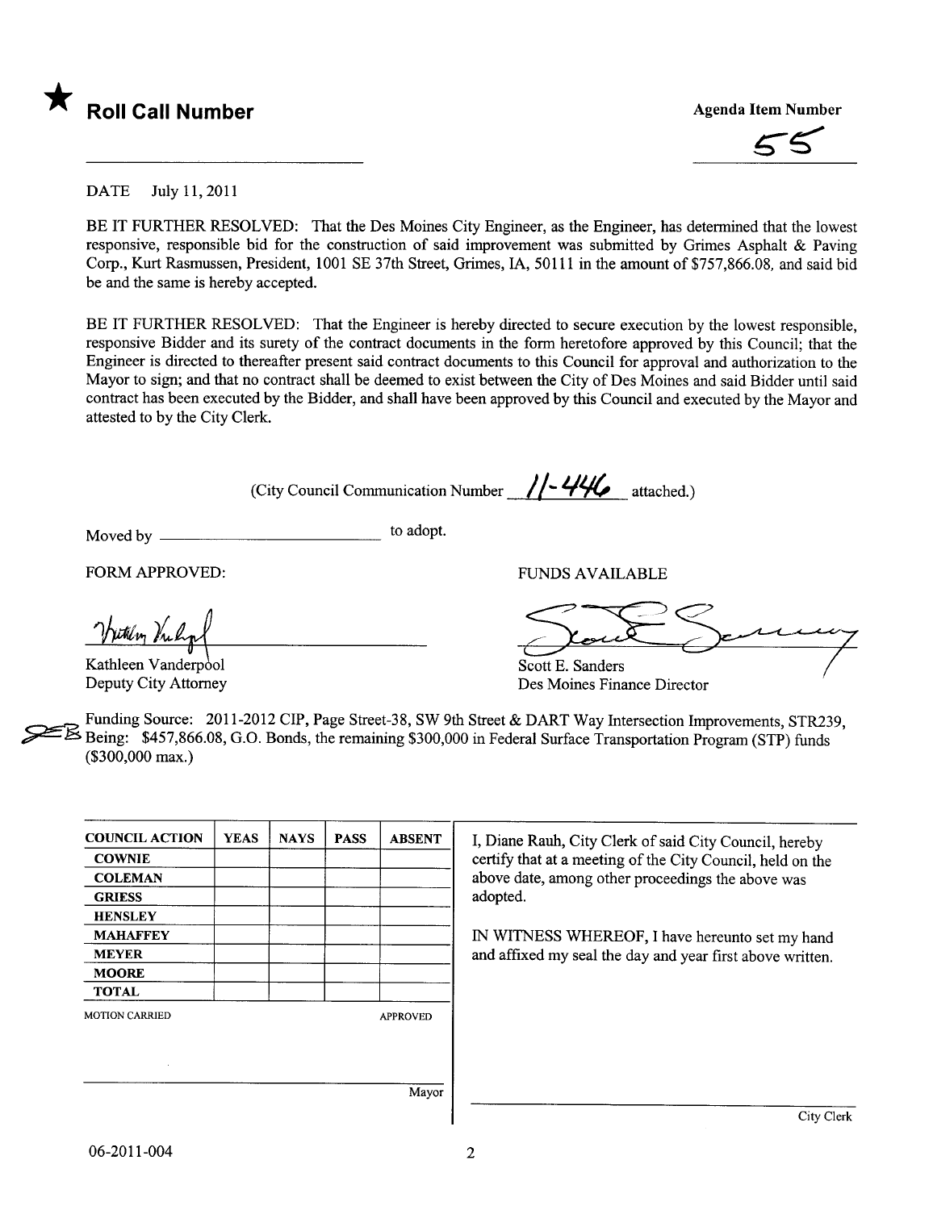★ **Roll Call Number**

**Agenda Item Number**

55

DATE July 11, 2011

BE IT FURTHER RESOLVED: That the Des Moines City Engineer, as the Engineer, has determined that the lowest responsive, responsible bid for the construction of said improvement was submitted by Grimes Asphalt & Paving Corp., Kurt Rasmussen, President, 1001 SE 37th Street, Grimes, IA, 50111 in the amount of $757,866.08, and said bid be and the same is hereby accepted.

BE IT FURTHER RESOLVED: That the Engineer is hereby directed to secure execution by the lowest responsible, responsive Bidder and its surety of the contract documents in the form heretofore approved by this Council; that the Engineer is directed to thereafter present said contract documents to this Council for approval and authorization to the Mayor to sign; and that no contract shall be deemed to exist between the City of Des Moines and said Bidder until said contract has been executed by the Bidder, and shall have been approved by this Council and executed by the Mayor and attested to by the City Clerk.

(City Council Communication Number 11-446 attached.)

Moved by ________________________ to adopt.

FORM APPROVED:

Kathleen Vanderpool
Deputy City Attorney

FUNDS AVAILABLE

Scott E. Sanders
Des Moines Finance Director

Funding Source: 2011-2012 CIP, Page Street-38, SW 9th Street & DART Way Intersection Improvements, STR239, Being: $457,866.08, G.O. Bonds, the remaining $300,000 in Federal Surface Transportation Program (STP) funds ($300,000 max.)

| COUNCIL ACTION | YEAS | NAYS | PASS | ABSENT |
|---|---|---|---|---|
| COWNIE | | | | |
| COLEMAN | | | | |
| GRIESS | | | | |
| HENSLEY | | | | |
| MAHAFFEY | | | | |
| MEYER | | | | |
| MOORE | | | | |
| TOTAL | | | | |

MOTION CARRIED APPROVED

Mayor

I, Diane Rauh, City Clerk of said City Council, hereby certify that at a meeting of the City Council, held on the above date, among other proceedings the above was adopted.

IN WITNESS WHEREOF, I have hereunto set my hand and affixed my seal the day and year first above written.

City Clerk

06-2011-004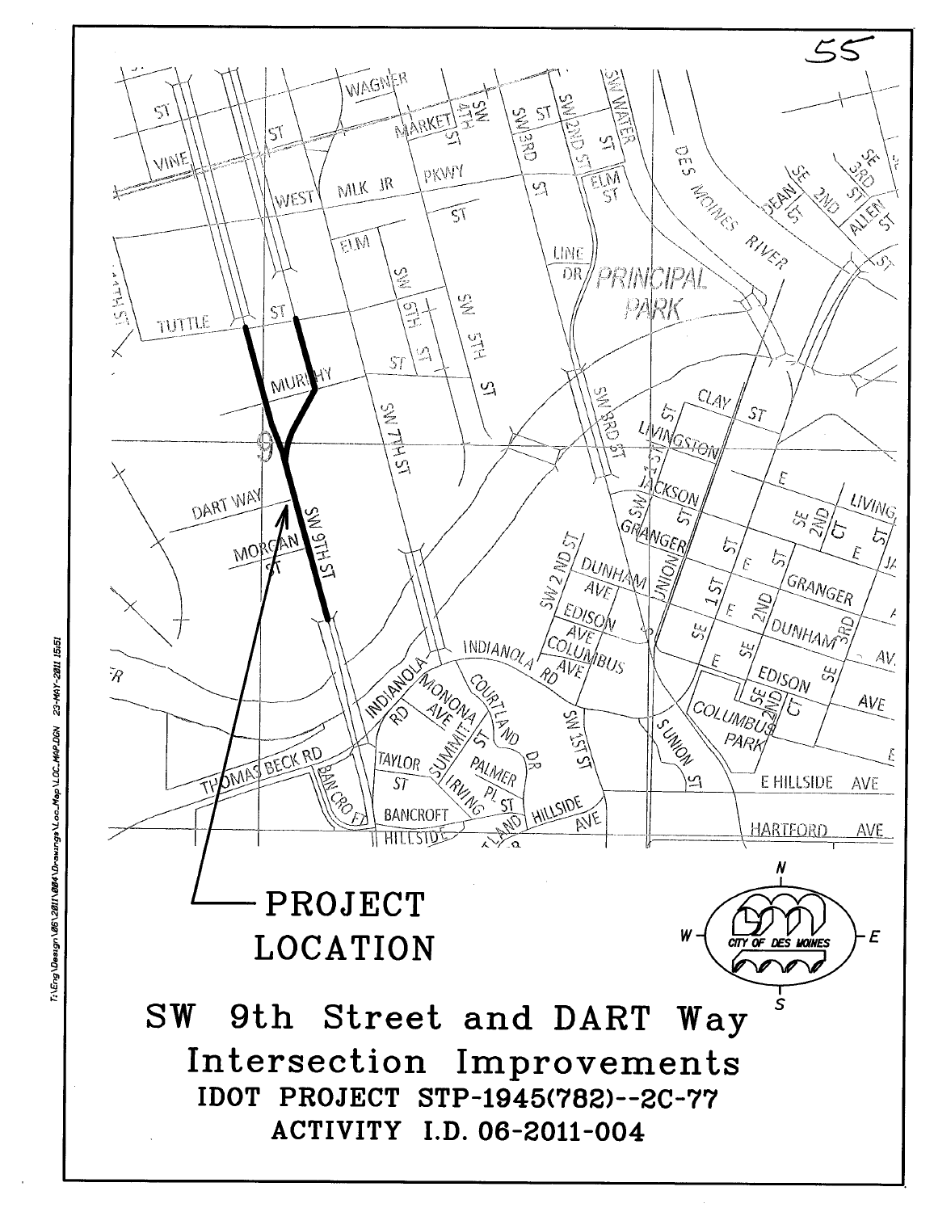55

PROJECT LOCATION

# SW 9th Street and DART Way Intersection Improvements

**IDOT PROJECT STP-1945(782)--2C-77**

**ACTIVITY I.D. 06-2011-004**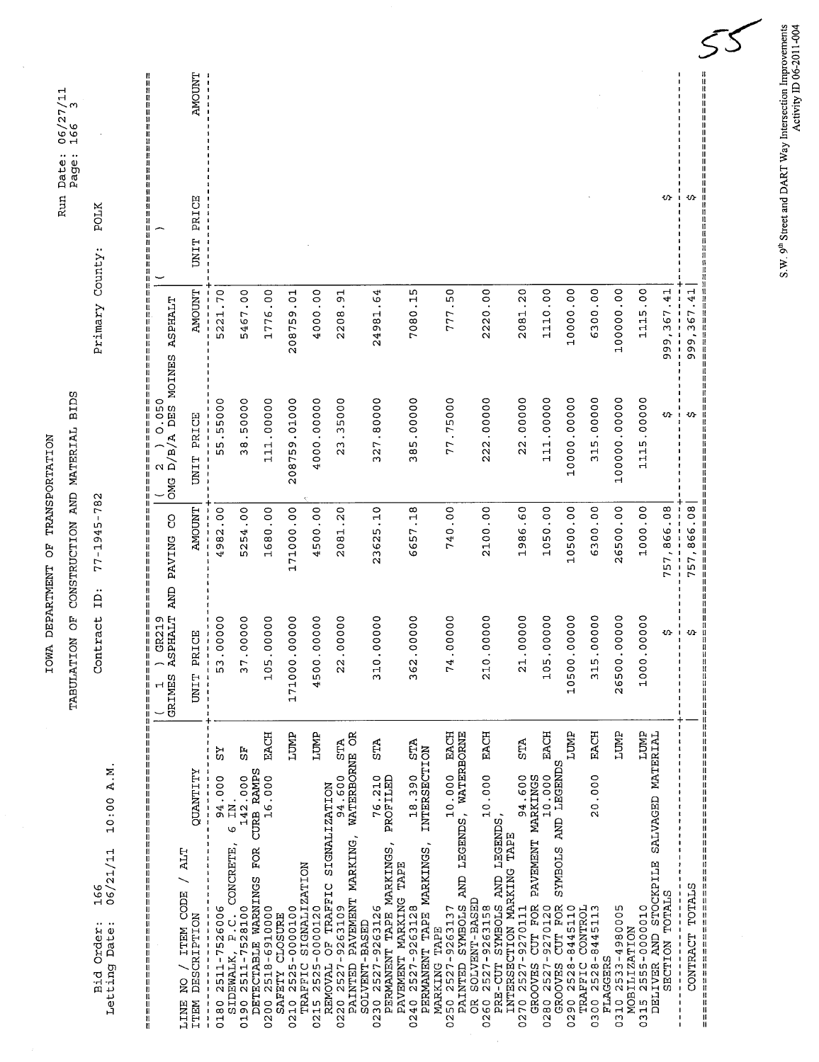IOWA DEPARTMENT OF TRANSPORTATION

TABULATION OF CONSTRUCTION AND MATERIAL BIDS

Bid Order: 166
Letting Date: 06/21/11 10:00 A.M.

Contract ID: 77-1945-782

Primary County: POLK

Run Date: 06/27/11
Page: 166 3

| LINE NO / ITEM CODE / ALT ITEM DESCRIPTION | QUANTITY | ( 1 ) GR219 GRIMES ASPHALT AND PAVING CO UNIT PRICE | AMOUNT | ( 2 ) 0.050 OMG D/B/A DES MOINES ASPHALT UNIT PRICE | AMOUNT | ( ) UNIT PRICE | AMOUNT |
|---|---|---|---|---|---|---|---|
| 0180 2511-7526006 SIDEWALK, P.C. CONCRETE, 6 IN. | 94.000 SY | 53.00000 | 4982.00 | 55.55000 | 5221.70 | | |
| 0190 2511-7528100 DETECTABLE WARNINGS FOR CURB RAMPS | 142.000 SF | 37.00000 | 5254.00 | 38.50000 | 5467.00 | | |
| 0200 2518-6910000 SAFETY CLOSURE | 16.000 EACH | 105.00000 | 1680.00 | 111.00000 | 1776.00 | | |
| 0210 2525-0000100 TRAFFIC SIGNALIZATION | LUMP | 171000.00000 | 171000.00 | 208759.01000 | 208759.01 | | |
| 0215 2525-0000120 REMOVAL OF TRAFFIC SIGNALIZATION | LUMP | 4500.00000 | 4500.00 | 4000.00000 | 4000.00 | | |
| 0220 2527-9263109 PAINTED PAVEMENT MARKING, WATERBORNE OR SOLVENT-BASED | 94.600 STA | 22.00000 | 2081.20 | 23.35000 | 2208.91 | | |
| 0230 2527-9263126 PERMANENT TAPE MARKINGS, PROFILED PAVEMENT MARKING TAPE | 76.210 STA | 310.00000 | 23625.10 | 327.80000 | 24981.64 | | |
| 0240 2527-9263128 PERMANENT TAPE MARKINGS, INTERSECTION MARKING TAPE | 18.390 STA | 362.00000 | 6657.18 | 385.00000 | 7080.15 | | |
| 0250 2527-9263137 PAINTED SYMBOLS AND LEGENDS, WATERBORNE OR SOLVENT-BASED | 10.000 EACH | 74.00000 | 740.00 | 77.75000 | 777.50 | | |
| 0260 2527-9263158 PRE-CUT SYMBOLS AND LEGENDS, INTERSECTION MARKING TAPE | 10.000 EACH | 210.00000 | 2100.00 | 222.00000 | 2220.00 | | |
| 0270 2527-9270111 GROOVES CUT FOR PAVEMENT MARKINGS | 94.600 STA | 21.00000 | 1986.60 | 22.00000 | 2081.20 | | |
| 0280 2527-9270120 GROOVES CUT FOR SYMBOLS AND LEGENDS | 10.000 EACH | 105.00000 | 1050.00 | 111.00000 | 1110.00 | | |
| 0290 2528-8445110 TRAFFIC CONTROL | LUMP | 10500.00000 | 10500.00 | 10000.00000 | 10000.00 | | |
| 0300 2528-8445113 FLAGGERS | 20.000 EACH | 315.00000 | 6300.00 | 315.00000 | 6300.00 | | |
| 0310 2533-4980005 MOBILIZATION | LUMP | 26500.00000 | 26500.00 | 100000.00000 | 100000.00 | | |
| 0315 2555-0000010 DELIVER AND STOCKPILE SALVAGED MATERIAL | LUMP | 1000.00000 | 1000.00 | 1115.00000 | 1115.00 | | |
| SECTION TOTALS | | $ | 757,866.08 | $ | 999,367.41 | $ | |
| CONTRACT TOTALS | | $ | 757,866.08 | $ | 999,367.41 | $ | |

55

S.W. 9th Street and DART Way Intersection Improvements
Activity ID 06-2011-004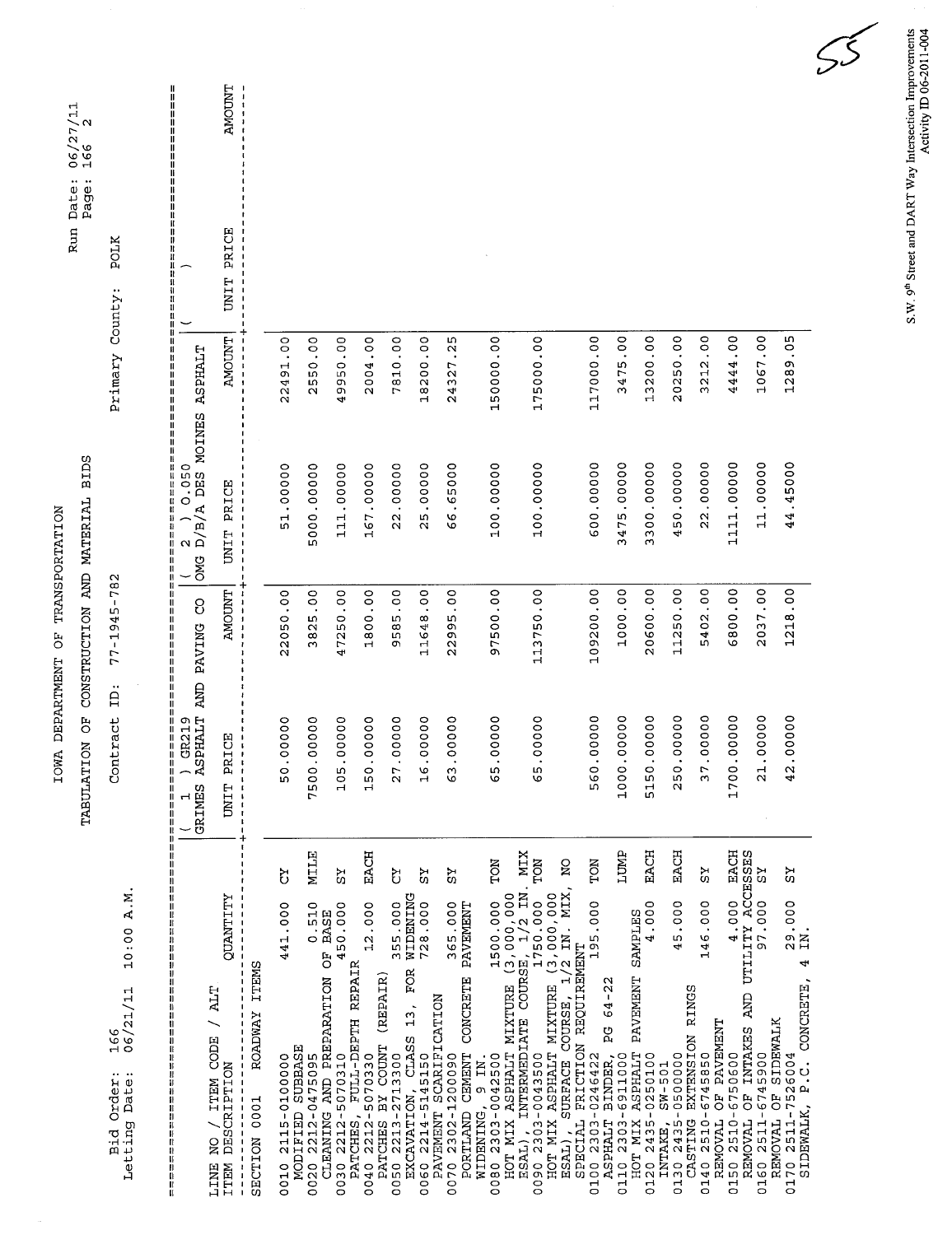# IOWA DEPARTMENT OF TRANSPORTATION

## TABULATION OF CONSTRUCTION AND MATERIAL BIDS

Bid Order: 166
Letting Date: 06/21/11 10:00 A.M.

Contract ID: 77-1945-782

Primary County: POLK

Run Date: 06/27/11
Page: 166 2

| LINE NO / ITEM CODE / ALT ITEM DESCRIPTION | QUANTITY | | ( 1 ) GR219 GRIMES ASPHALT AND PAVING CO UNIT PRICE | AMOUNT | ( 2 ) 0.050 OMG D/B/A DES MOINES ASPHALT UNIT PRICE | AMOUNT | ( ) UNIT PRICE | AMOUNT |
|---|---|---|---|---|---|---|---|---|
| SECTION 0001 ROADWAY ITEMS | | | | | | | | |
| 0010 2115-0100000 MODIFIED SUBBASE | 441.000 | CY | 50.00000 | 22050.00 | 51.00000 | 22491.00 | | |
| 0020 2212-0475095 CLEANING AND PREPARATION OF BASE | 0.510 | MILE | 7500.00000 | 3825.00 | 5000.00000 | 2550.00 | | |
| 0030 2212-5070310 PATCHES, FULL-DEPTH REPAIR | 450.000 | SY | 105.00000 | 47250.00 | 111.00000 | 49950.00 | | |
| 0040 2212-5070330 PATCHES BY COUNT (REPAIR) | 12.000 | EACH | 150.00000 | 1800.00 | 167.00000 | 2004.00 | | |
| 0050 2213-2713300 EXCAVATION, CLASS 13, FOR WIDENING | 355.000 | CY | 27.00000 | 9585.00 | 22.00000 | 7810.00 | | |
| 0060 2214-5145150 PAVEMENT SCARIFICATION | 728.000 | SY | 16.00000 | 11648.00 | 25.00000 | 18200.00 | | |
| 0070 2302-1200090 PORTLAND CEMENT CONCRETE PAVEMENT WIDENING, 9 IN. | 365.000 | SY | 63.00000 | 22995.00 | 66.65000 | 24327.25 | | |
| 0080 2303-0042500 HOT MIX ASPHALT MIXTURE (3,000,000 ESAL), INTERMEDIATE COURSE, 1/2 IN. MIX | 1500.000 | TON | 65.00000 | 97500.00 | 100.00000 | 150000.00 | | |
| 0090 2303-0043500 HOT MIX ASPHALT MIXTURE (3,000,000 ESAL), SURFACE COURSE, 1/2 IN. MIX, NO SPECIAL FRICTION REQUIREMENT | 1750.000 | TON | 65.00000 | 113750.00 | 100.00000 | 175000.00 | | |
| 0100 2303-0246422 ASPHALT BINDER, PG 64-22 | 195.000 | TON | 560.00000 | 109200.00 | 600.00000 | 117000.00 | | |
| 0110 2303-6911000 HOT MIX ASPHALT PAVEMENT SAMPLES | | LUMP | 1000.00000 | 1000.00 | 3475.00000 | 3475.00 | | |
| 0120 2435-0250100 INTAKE, SW-501 | 4.000 | EACH | 5150.00000 | 20600.00 | 3300.00000 | 13200.00 | | |
| 0130 2435-0500000 CASTING EXTENSION RINGS | 45.000 | EACH | 250.00000 | 11250.00 | 450.00000 | 20250.00 | | |
| 0140 2510-6745850 REMOVAL OF PAVEMENT | 146.000 | SY | 37.00000 | 5402.00 | 22.00000 | 3212.00 | | |
| 0150 2510-6750600 REMOVAL OF INTAKES AND UTILITY ACCESSES | 4.000 | EACH | 1700.00000 | 6800.00 | 1111.00000 | 4444.00 | | |
| 0160 2511-6745900 REMOVAL OF SIDEWALK | 97.000 | SY | 21.00000 | 2037.00 | 11.00000 | 1067.00 | | |
| 0170 2511-7526004 SIDEWALK, P.C. CONCRETE, 4 IN. | 29.000 | SY | 42.00000 | 1218.00 | 44.45000 | 1289.05 | | |

S.W. 9th Street and DART Way Intersection Improvements
Activity ID 06-2011-004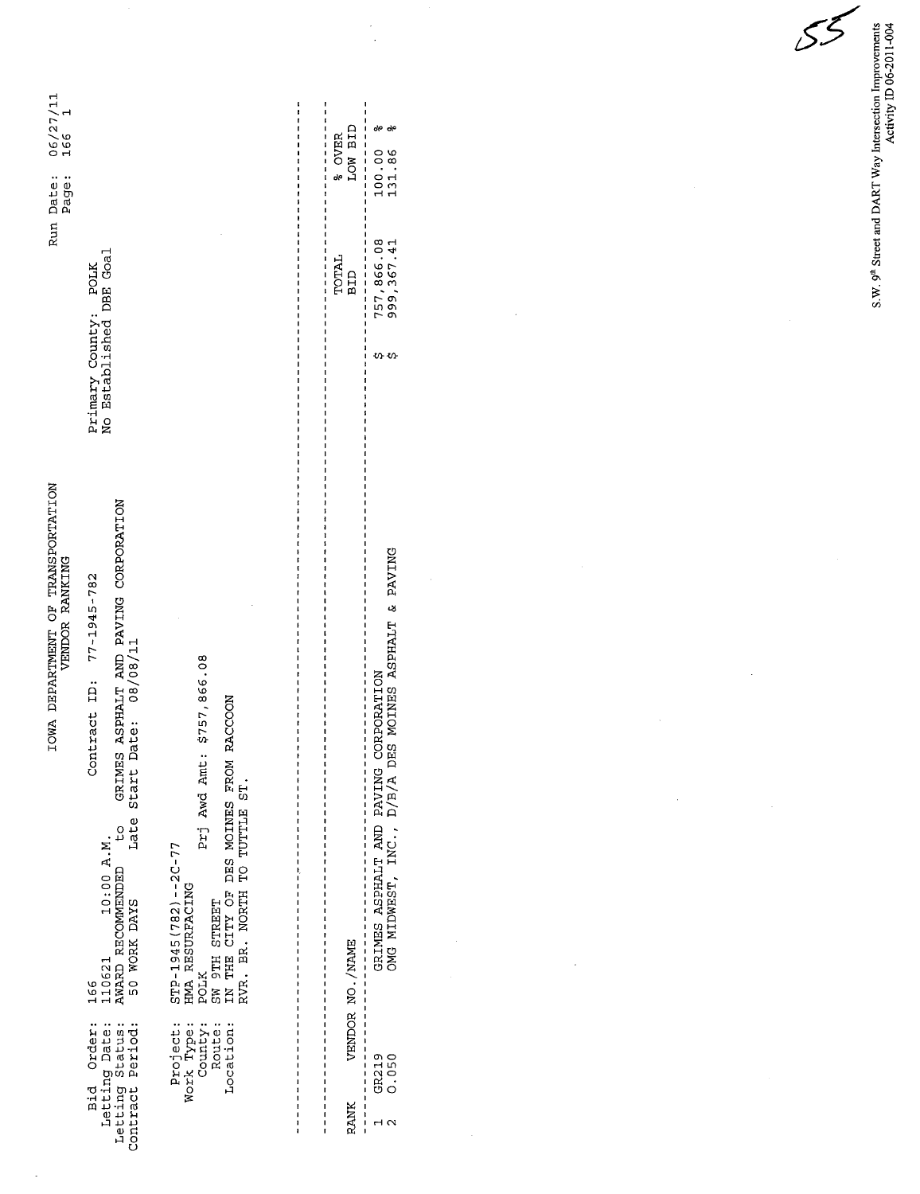# IOWA DEPARTMENT OF TRANSPORTATION
## VENDOR RANKING

Run Date: 06/27/11
Page: 166 1

Bid Order: 166
Letting Date: 110621 10:00 A.M.
Letting Status: AWARD RECOMMENDED to GRIMES ASPHALT AND PAVING CORPORATION
Contract Period: 50 WORK DAYS Late Start Date: 08/08/11

Contract ID: 77-1945-782

Primary County: POLK
No Established DBE Goal

Project: STP-1945(782)--2C-77
Work Type: HMA RESURFACING
County: POLK Prj Awd Amt: $757,866.08
Route: SW 9TH STREET
Location: IN THE CITY OF DES MOINES FROM RACCOON RVR. BR. NORTH TO TUTTLE ST.

| RANK | VENDOR NO./NAME | | TOTAL BID | % OVER LOW BID |
|---|---|---|---|---|
| 1 | GR219 | GRIMES ASPHALT AND PAVING CORPORATION | $ 757,866.08 | 100.00 % |
| 2 | O.050 | OMG MIDWEST, INC., D/B/A DES MOINES ASPHALT & PAVING | $ 999,367.41 | 131.86 % |

55

S.W. 9th Street and DART Way Intersection Improvements
Activity ID 06-2011-004